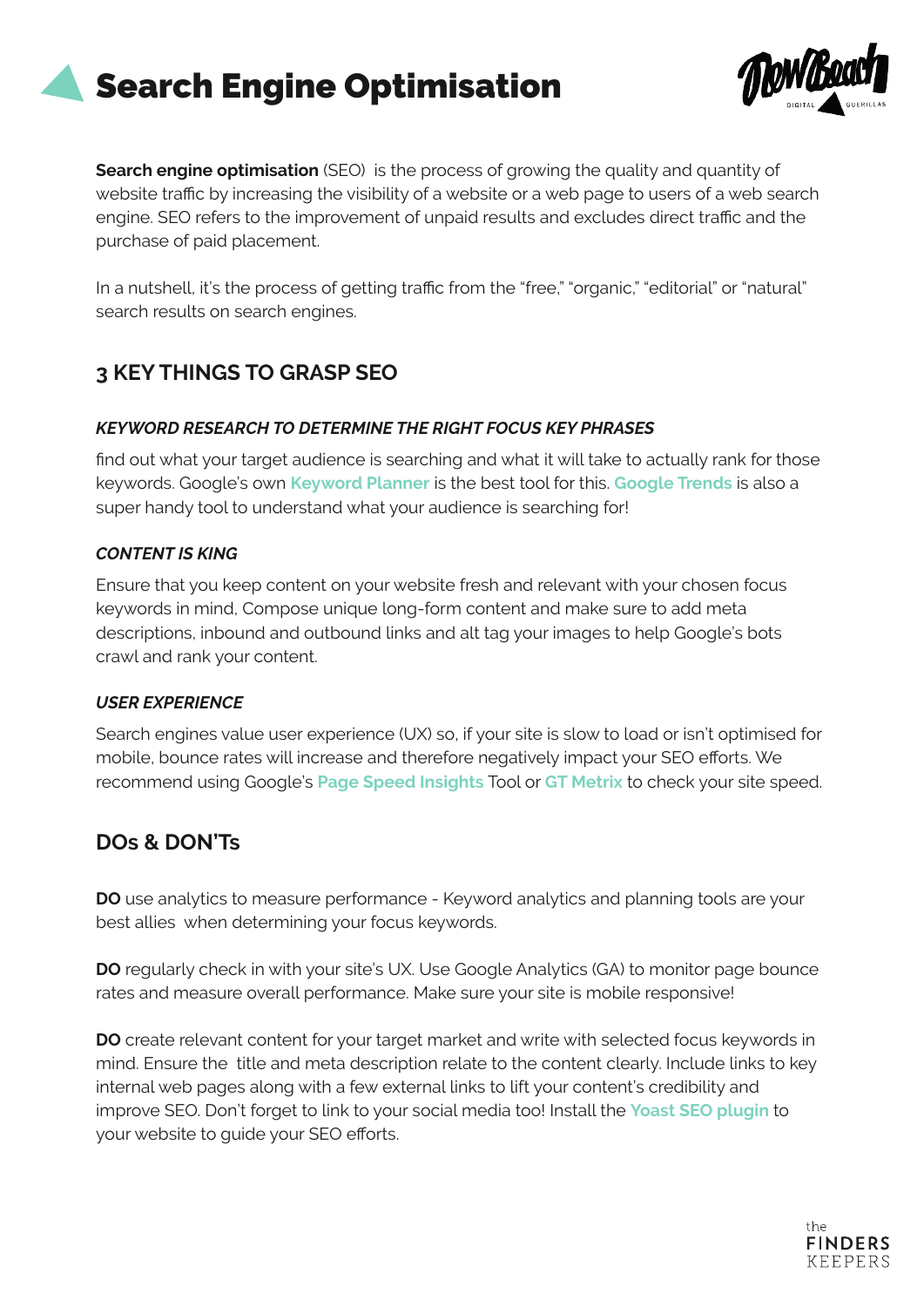# Search Engine Optimisation

**Search engine optimisation** (SEO) is the process of growing the quality and quantity of website traffic by increasing the visibility of a website or a web page to users of a web search engine. SEO refers to the improvement of unpaid results and excludes direct traffic and the purchase of paid placement.

In a nutshell, it's the process of getting traffic from the "free," "organic," "editorial" or "natural" search results on search engines.

## 3 KEY THINGS TO GRASP SEO

### *KEYWORD RESEARCH TO DETERMINE THE RIGHT FOCUS KEY PHRASES*

find out what your target audience is searching and what it will take to actually rank for those keywords. Google's own **Keyword Planner** is the best tool for this. **Google Trends** is also a super handy tool to understand what your audience is searching for!

### *CONTENT IS KING*

Ensure that you keep content on your website fresh and relevant with your chosen focus keywords in mind, Compose unique long-form content and make sure to add meta descriptions, inbound and outbound links and alt tag your images to help Google's bots crawl and rank your content.

### *USER EXPERIENCE*

Search engines value user experience (UX) so, if your site is slow to load or isn't optimised for mobile, bounce rates will increase and therefore negatively impact your SEO efforts. We recommend using Google's **Page Speed Insights** Tool or **GT Metrix** to check your site speed.

## DOs & DON'Ts

**DO** use analytics to measure performance - Keyword analytics and planning tools are your best allies when determining your focus keywords.

**DO** regularly check in with your site's UX. Use Google Analytics (GA) to monitor page bounce rates and measure overall performance. Make sure your site is mobile responsive!

**DO** create relevant content for your target market and write with selected focus keywords in mind. Ensure the title and meta description relate to the content clearly. Include links to key internal web pages along with a few external links to lift your content's credibility and improve SEO. Don't forget to link to your social media too! Install the **Yoast SEO plugin** to your website to guide your SEO efforts.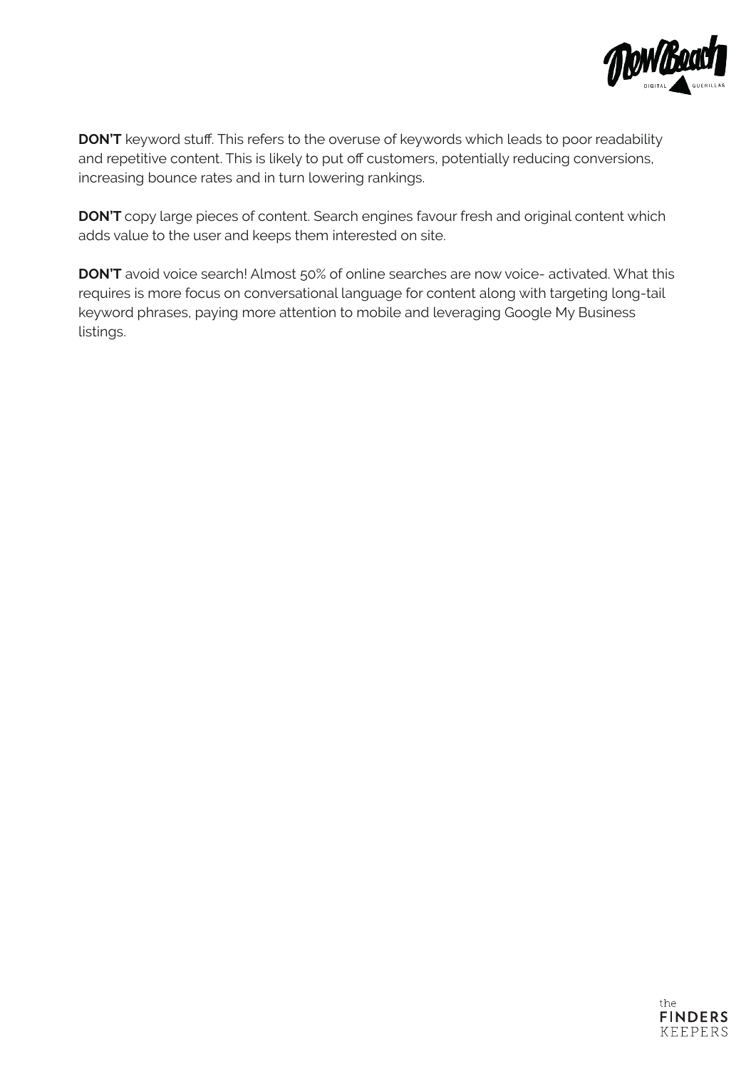**DON'T** keyword stuff. This refers to the overuse of keywords which leads to poor readability and repetitive content. This is likely to put off customers, potentially reducing conversions, increasing bounce rates and in turn lowering rankings.

**DON'T** copy large pieces of content. Search engines favour fresh and original content which adds value to the user and keeps them interested on site.

**DON'T** avoid voice search! Almost 50% of online searches are now voice- activated. What this requires is more focus on conversational language for content along with targeting long-tail keyword phrases, paying more attention to mobile and leveraging Google My Business listings.